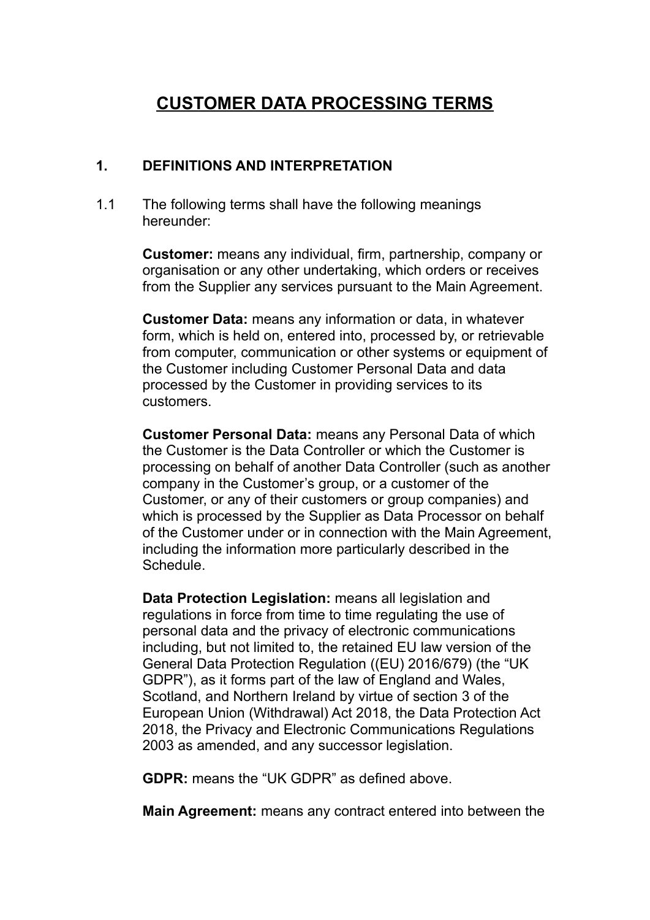# CUSTOMER DATA PROCESSING TERMS

## 1. DEFINITIONS AND INTERPRETATION

1.1 The following terms shall have the following meanings hereunder:

**Customer:** means any individual, firm, partnership, company or organisation or any other undertaking, which orders or receives from the Supplier any services pursuant to the Main Agreement.

**Customer Data:** means any information or data, in whatever form, which is held on, entered into, processed by, or retrievable from computer, communication or other systems or equipment of the Customer including Customer Personal Data and data processed by the Customer in providing services to its customers.

**Customer Personal Data:** means any Personal Data of which the Customer is the Data Controller or which the Customer is processing on behalf of another Data Controller (such as another company in the Customer's group, or a customer of the Customer, or any of their customers or group companies) and which is processed by the Supplier as Data Processor on behalf of the Customer under or in connection with the Main Agreement, including the information more particularly described in the Schedule.

**Data Protection Legislation:** means all legislation and regulations in force from time to time regulating the use of personal data and the privacy of electronic communications including, but not limited to, the retained EU law version of the General Data Protection Regulation ((EU) 2016/679) (the "UK GDPR"), as it forms part of the law of England and Wales, Scotland, and Northern Ireland by virtue of section 3 of the European Union (Withdrawal) Act 2018, the Data Protection Act 2018, the Privacy and Electronic Communications Regulations 2003 as amended, and any successor legislation.

**GDPR:** means the "UK GDPR" as defined above.

**Main Agreement:** means any contract entered into between the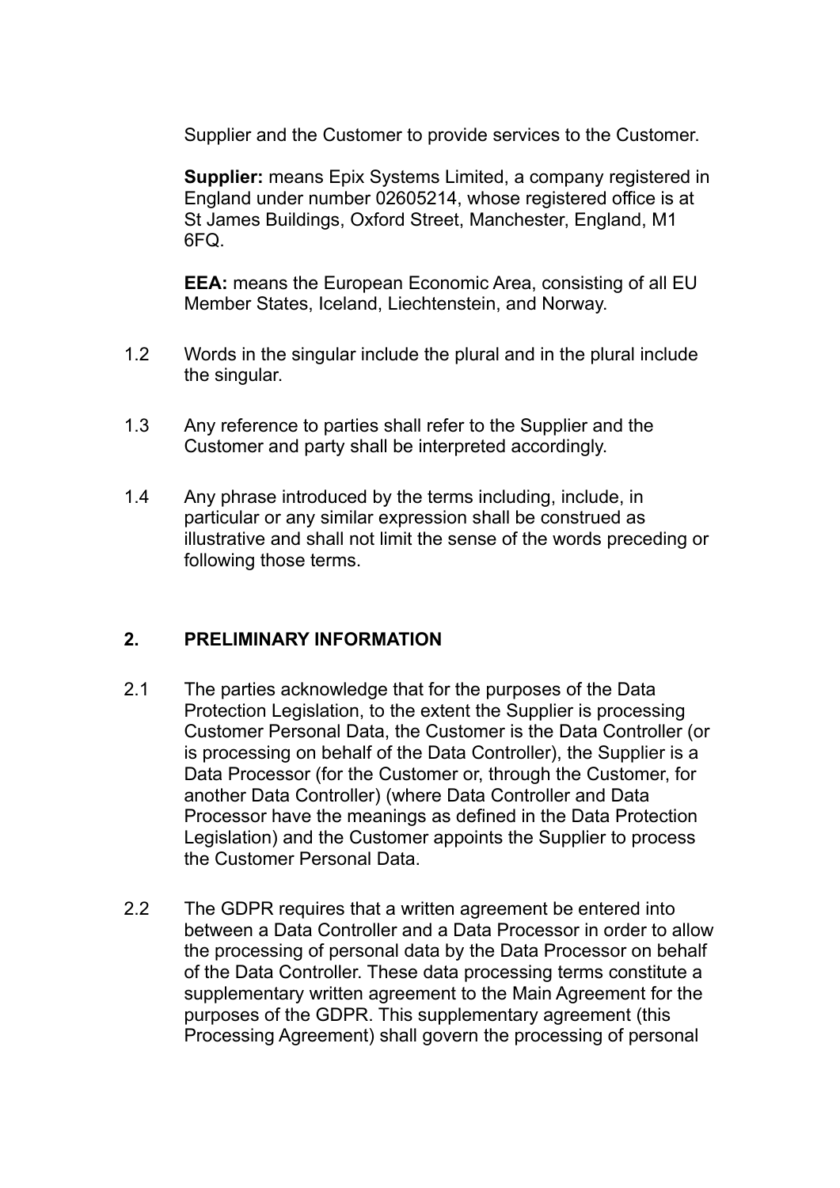Supplier and the Customer to provide services to the Customer.

**Supplier:** means Epix Systems Limited, a company registered in England under number 02605214, whose registered office is at St James Buildings, Oxford Street, Manchester, England, M1 6FQ.

**EEA:** means the European Economic Area, consisting of all EU Member States, Iceland, Liechtenstein, and Norway.

1.2 Words in the singular include the plural and in the plural include the singular.

1.3 Any reference to parties shall refer to the Supplier and the Customer and party shall be interpreted accordingly.

1.4 Any phrase introduced by the terms including, include, in particular or any similar expression shall be construed as illustrative and shall not limit the sense of the words preceding or following those terms.

## 2. PRELIMINARY INFORMATION

2.1 The parties acknowledge that for the purposes of the Data Protection Legislation, to the extent the Supplier is processing Customer Personal Data, the Customer is the Data Controller (or is processing on behalf of the Data Controller), the Supplier is a Data Processor (for the Customer or, through the Customer, for another Data Controller) (where Data Controller and Data Processor have the meanings as defined in the Data Protection Legislation) and the Customer appoints the Supplier to process the Customer Personal Data.

2.2 The GDPR requires that a written agreement be entered into between a Data Controller and a Data Processor in order to allow the processing of personal data by the Data Processor on behalf of the Data Controller. These data processing terms constitute a supplementary written agreement to the Main Agreement for the purposes of the GDPR. This supplementary agreement (this Processing Agreement) shall govern the processing of personal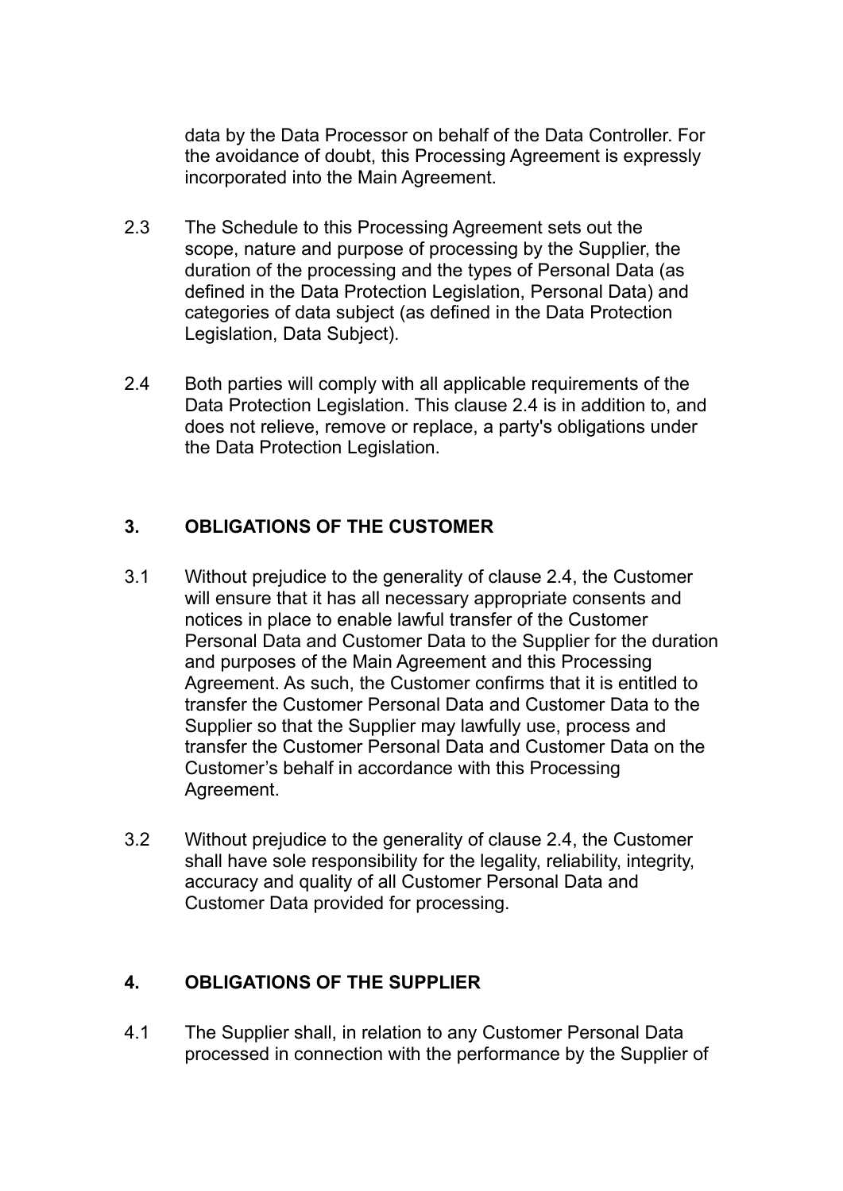data by the Data Processor on behalf of the Data Controller. For the avoidance of doubt, this Processing Agreement is expressly incorporated into the Main Agreement.

2.3 The Schedule to this Processing Agreement sets out the scope, nature and purpose of processing by the Supplier, the duration of the processing and the types of Personal Data (as defined in the Data Protection Legislation, Personal Data) and categories of data subject (as defined in the Data Protection Legislation, Data Subject).

2.4 Both parties will comply with all applicable requirements of the Data Protection Legislation. This clause 2.4 is in addition to, and does not relieve, remove or replace, a party's obligations under the Data Protection Legislation.

## 3. OBLIGATIONS OF THE CUSTOMER

3.1 Without prejudice to the generality of clause 2.4, the Customer will ensure that it has all necessary appropriate consents and notices in place to enable lawful transfer of the Customer Personal Data and Customer Data to the Supplier for the duration and purposes of the Main Agreement and this Processing Agreement. As such, the Customer confirms that it is entitled to transfer the Customer Personal Data and Customer Data to the Supplier so that the Supplier may lawfully use, process and transfer the Customer Personal Data and Customer Data on the Customer's behalf in accordance with this Processing Agreement.

3.2 Without prejudice to the generality of clause 2.4, the Customer shall have sole responsibility for the legality, reliability, integrity, accuracy and quality of all Customer Personal Data and Customer Data provided for processing.

## 4. OBLIGATIONS OF THE SUPPLIER

4.1 The Supplier shall, in relation to any Customer Personal Data processed in connection with the performance by the Supplier of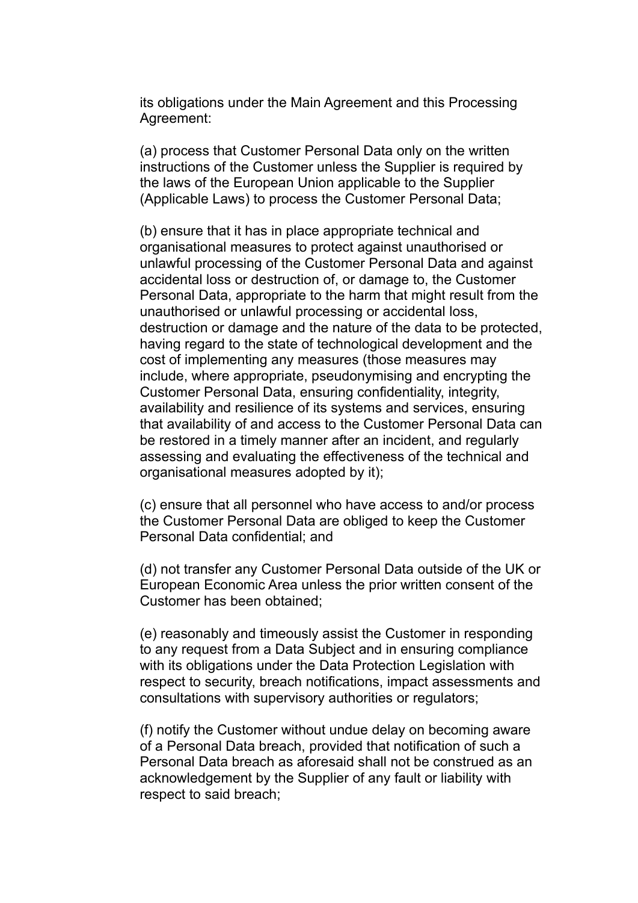its obligations under the Main Agreement and this Processing Agreement:

(a) process that Customer Personal Data only on the written instructions of the Customer unless the Supplier is required by the laws of the European Union applicable to the Supplier (Applicable Laws) to process the Customer Personal Data;

(b) ensure that it has in place appropriate technical and organisational measures to protect against unauthorised or unlawful processing of the Customer Personal Data and against accidental loss or destruction of, or damage to, the Customer Personal Data, appropriate to the harm that might result from the unauthorised or unlawful processing or accidental loss, destruction or damage and the nature of the data to be protected, having regard to the state of technological development and the cost of implementing any measures (those measures may include, where appropriate, pseudonymising and encrypting the Customer Personal Data, ensuring confidentiality, integrity, availability and resilience of its systems and services, ensuring that availability of and access to the Customer Personal Data can be restored in a timely manner after an incident, and regularly assessing and evaluating the effectiveness of the technical and organisational measures adopted by it);

(c) ensure that all personnel who have access to and/or process the Customer Personal Data are obliged to keep the Customer Personal Data confidential; and

(d) not transfer any Customer Personal Data outside of the UK or European Economic Area unless the prior written consent of the Customer has been obtained;

(e) reasonably and timeously assist the Customer in responding to any request from a Data Subject and in ensuring compliance with its obligations under the Data Protection Legislation with respect to security, breach notifications, impact assessments and consultations with supervisory authorities or regulators;

(f) notify the Customer without undue delay on becoming aware of a Personal Data breach, provided that notification of such a Personal Data breach as aforesaid shall not be construed as an acknowledgement by the Supplier of any fault or liability with respect to said breach;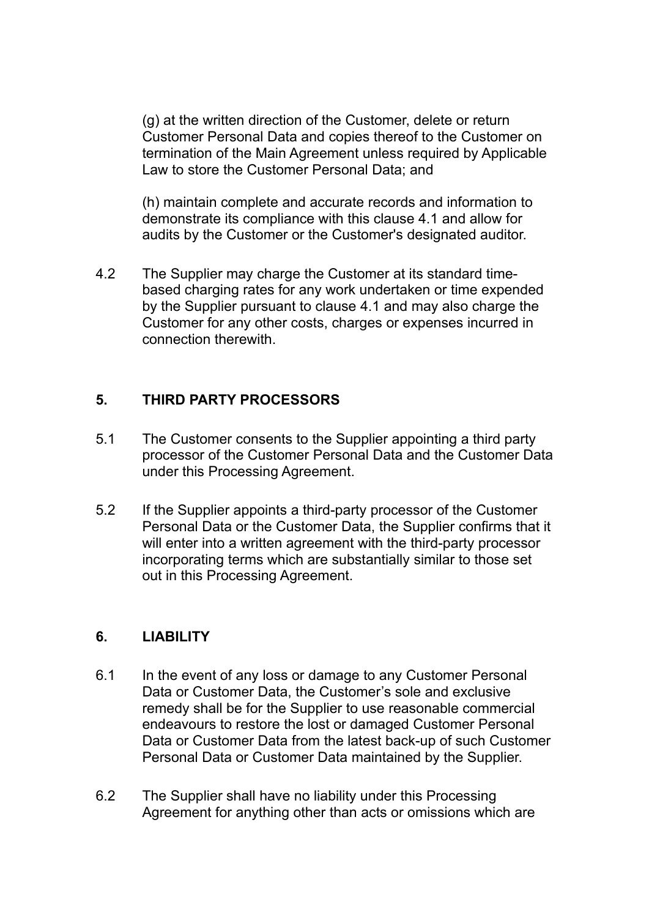(g) at the written direction of the Customer, delete or return Customer Personal Data and copies thereof to the Customer on termination of the Main Agreement unless required by Applicable Law to store the Customer Personal Data; and

(h) maintain complete and accurate records and information to demonstrate its compliance with this clause 4.1 and allow for audits by the Customer or the Customer's designated auditor.

4.2 The Supplier may charge the Customer at its standard time-based charging rates for any work undertaken or time expended by the Supplier pursuant to clause 4.1 and may also charge the Customer for any other costs, charges or expenses incurred in connection therewith.

## 5. THIRD PARTY PROCESSORS

5.1 The Customer consents to the Supplier appointing a third party processor of the Customer Personal Data and the Customer Data under this Processing Agreement.

5.2 If the Supplier appoints a third-party processor of the Customer Personal Data or the Customer Data, the Supplier confirms that it will enter into a written agreement with the third-party processor incorporating terms which are substantially similar to those set out in this Processing Agreement.

## 6. LIABILITY

6.1 In the event of any loss or damage to any Customer Personal Data or Customer Data, the Customer's sole and exclusive remedy shall be for the Supplier to use reasonable commercial endeavours to restore the lost or damaged Customer Personal Data or Customer Data from the latest back-up of such Customer Personal Data or Customer Data maintained by the Supplier.

6.2 The Supplier shall have no liability under this Processing Agreement for anything other than acts or omissions which are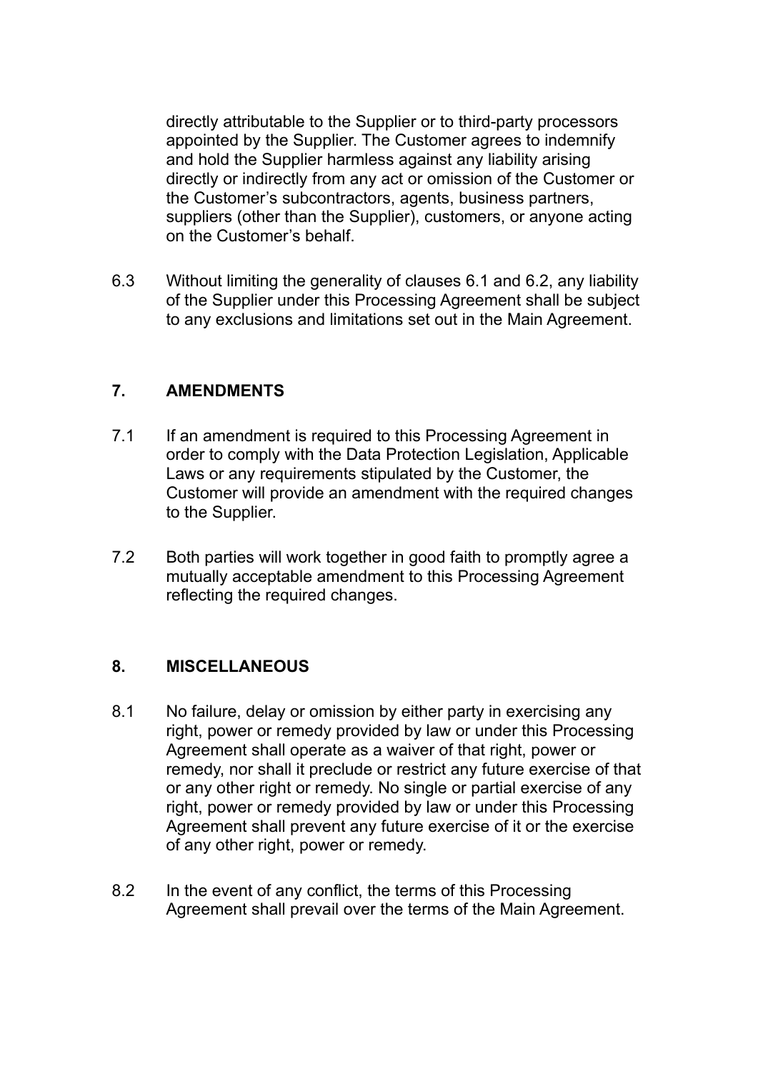directly attributable to the Supplier or to third-party processors appointed by the Supplier. The Customer agrees to indemnify and hold the Supplier harmless against any liability arising directly or indirectly from any act or omission of the Customer or the Customer's subcontractors, agents, business partners, suppliers (other than the Supplier), customers, or anyone acting on the Customer's behalf.

6.3 Without limiting the generality of clauses 6.1 and 6.2, any liability of the Supplier under this Processing Agreement shall be subject to any exclusions and limitations set out in the Main Agreement.

## 7. AMENDMENTS

7.1 If an amendment is required to this Processing Agreement in order to comply with the Data Protection Legislation, Applicable Laws or any requirements stipulated by the Customer, the Customer will provide an amendment with the required changes to the Supplier.

7.2 Both parties will work together in good faith to promptly agree a mutually acceptable amendment to this Processing Agreement reflecting the required changes.

## 8. MISCELLANEOUS

8.1 No failure, delay or omission by either party in exercising any right, power or remedy provided by law or under this Processing Agreement shall operate as a waiver of that right, power or remedy, nor shall it preclude or restrict any future exercise of that or any other right or remedy. No single or partial exercise of any right, power or remedy provided by law or under this Processing Agreement shall prevent any future exercise of it or the exercise of any other right, power or remedy.

8.2 In the event of any conflict, the terms of this Processing Agreement shall prevail over the terms of the Main Agreement.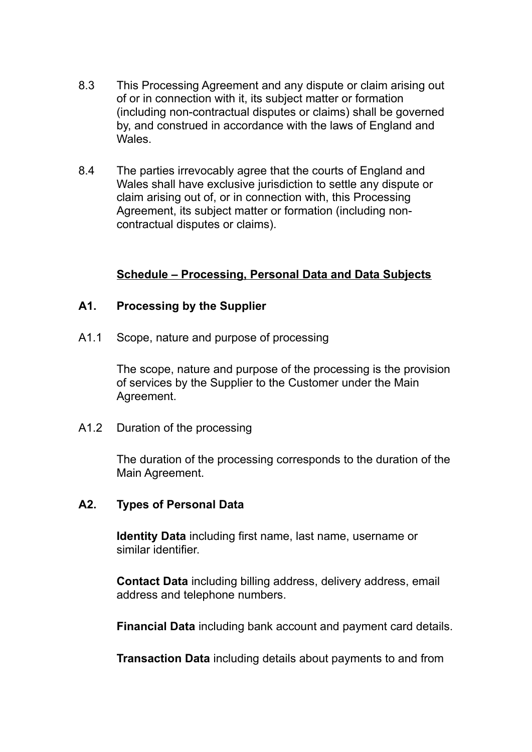8.3 This Processing Agreement and any dispute or claim arising out of or in connection with it, its subject matter or formation (including non-contractual disputes or claims) shall be governed by, and construed in accordance with the laws of England and Wales.

8.4 The parties irrevocably agree that the courts of England and Wales shall have exclusive jurisdiction to settle any dispute or claim arising out of, or in connection with, this Processing Agreement, its subject matter or formation (including non-contractual disputes or claims).

## **Schedule – Processing, Personal Data and Data Subjects**

### **A1. Processing by the Supplier**

A1.1 Scope, nature and purpose of processing

The scope, nature and purpose of the processing is the provision of services by the Supplier to the Customer under the Main Agreement.

A1.2 Duration of the processing

The duration of the processing corresponds to the duration of the Main Agreement.

### **A2. Types of Personal Data**

**Identity Data** including first name, last name, username or similar identifier.

**Contact Data** including billing address, delivery address, email address and telephone numbers.

**Financial Data** including bank account and payment card details.

**Transaction Data** including details about payments to and from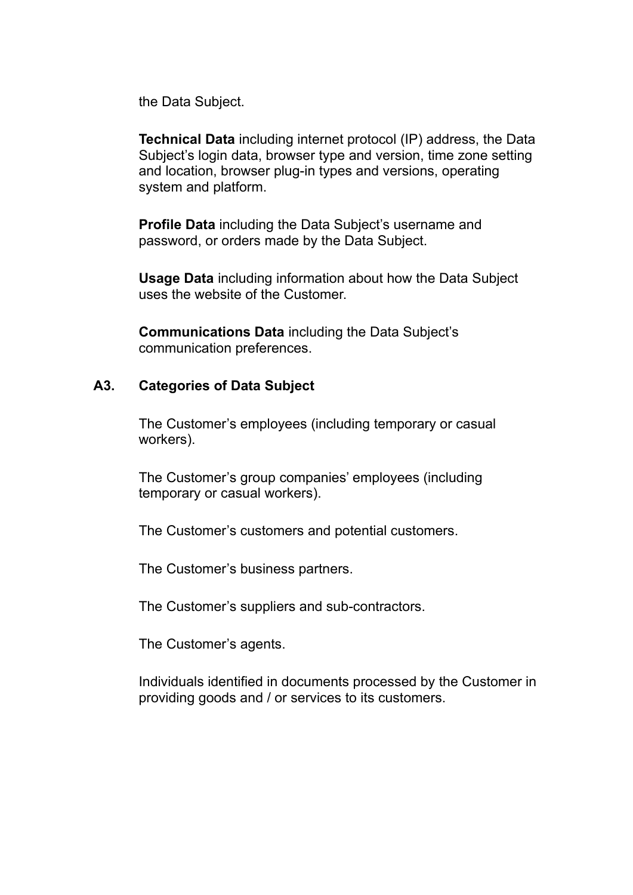the Data Subject.

**Technical Data** including internet protocol (IP) address, the Data Subject's login data, browser type and version, time zone setting and location, browser plug-in types and versions, operating system and platform.

**Profile Data** including the Data Subject's username and password, or orders made by the Data Subject.

**Usage Data** including information about how the Data Subject uses the website of the Customer.

**Communications Data** including the Data Subject's communication preferences.

### A3. Categories of Data Subject

The Customer's employees (including temporary or casual workers).

The Customer's group companies' employees (including temporary or casual workers).

The Customer's customers and potential customers.

The Customer's business partners.

The Customer's suppliers and sub-contractors.

The Customer's agents.

Individuals identified in documents processed by the Customer in providing goods and / or services to its customers.